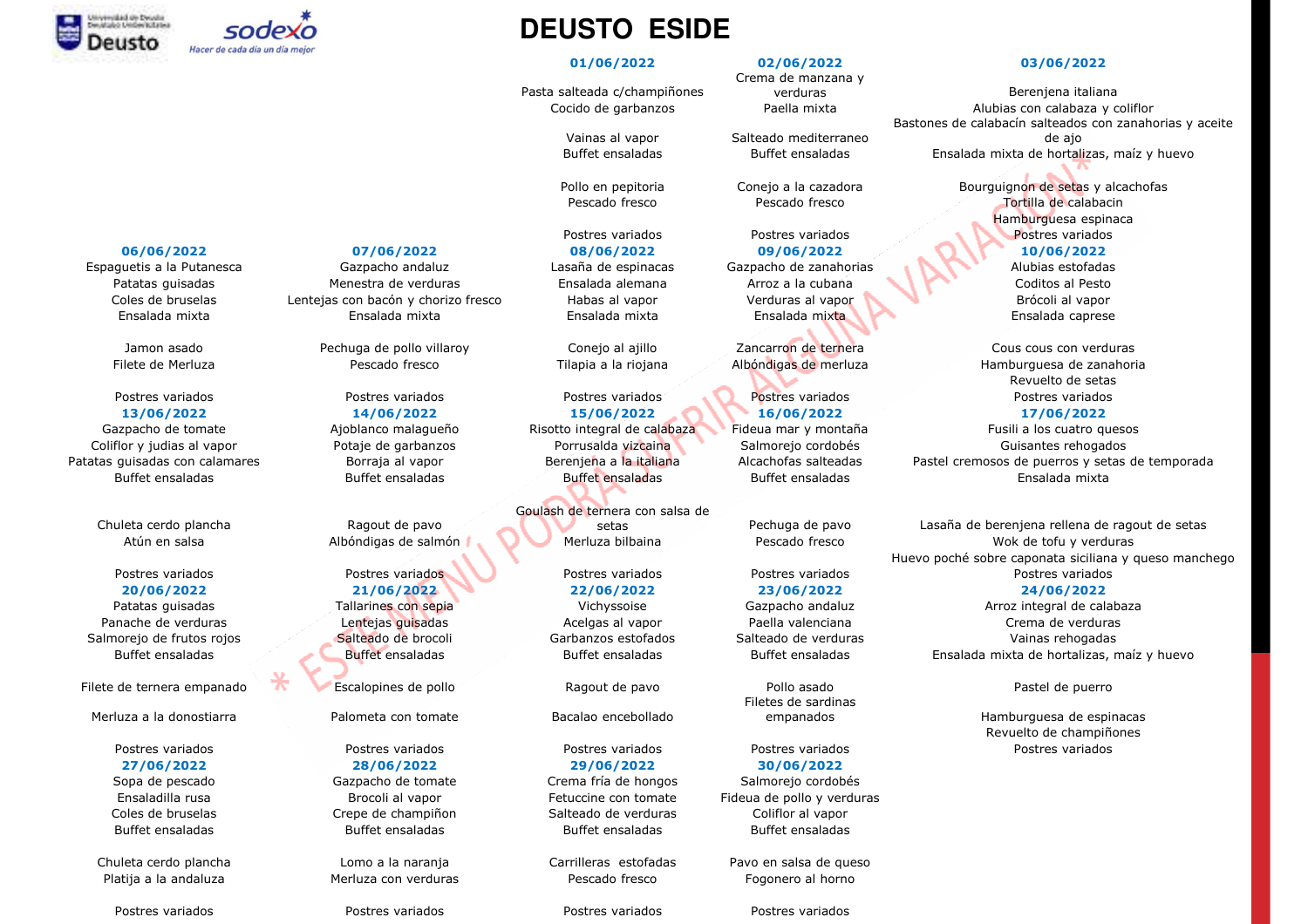Universidad de Deusto · Deusto · sodexo — *Hacer de cada día un día mejor*

# DEUSTO ESIDE

| | | | | |
|---|---|---|---|---|
| | | **01/06/2022** | **02/06/2022** | **03/06/2022** |
| | | Pasta salteada c/champiñones<br>Cocido de garbanzos<br><br>Vainas al vapor<br>Buffet ensaladas<br><br>Pollo en pepitoria<br>Pescado fresco<br><br>Postres variados | Crema de manzana y verduras<br>Paella mixta<br><br>Salteado mediterraneo<br>Buffet ensaladas<br><br>Conejo a la cazadora<br>Pescado fresco<br><br>Postres variados | Berenjena italiana<br>Alubias con calabaza y coliflor<br>Bastones de calabacín salteados con zanahorias y aceite de ajo<br>Ensalada mixta de hortalizas, maíz y huevo<br><br>Bourguignon de setas y alcachofas<br>Tortilla de calabacin<br>Hamburguesa espinaca<br>Postres variados |
| **06/06/2022** | **07/06/2022** | **08/06/2022** | **09/06/2022** | **10/06/2022** |
| Espaguetis a la Putanesca<br>Patatas guisadas<br>Coles de bruselas<br>Ensalada mixta<br><br>Jamon asado<br>Filete de Merluza<br><br>Postres variados | Gazpacho andaluz<br>Menestra de verduras<br>Lentejas con bacón y chorizo fresco<br>Ensalada mixta<br><br>Pechuga de pollo villaroy<br>Pescado fresco<br><br>Postres variados | Lasaña de espinacas<br>Ensalada alemana<br>Habas al vapor<br>Ensalada mixta<br><br>Conejo al ajillo<br>Tilapia a la riojana<br><br>Postres variados | Gazpacho de zanahorias<br>Arroz a la cubana<br>Verduras al vapor<br>Ensalada mixta<br><br>Zancarron de ternera<br>Albóndigas de merluza<br><br>Postres variados | Alubias estofadas<br>Coditos al Pesto<br>Brócoli al vapor<br>Ensalada caprese<br><br>Cous cous con verduras<br>Hamburguesa de zanahoria<br>Revuelto de setas<br>Postres variados |
| **13/06/2022** | **14/06/2022** | **15/06/2022** | **16/06/2022** | **17/06/2022** |
| Gazpacho de tomate<br>Coliflor y judias al vapor<br>Patatas guisadas con calamares<br>Buffet ensaladas<br><br>Chuleta cerdo plancha<br>Atún en salsa<br><br>Postres variados | Ajoblanco malagueño<br>Potaje de garbanzos<br>Borraja al vapor<br>Buffet ensaladas<br><br>Ragout de pavo<br>Albóndigas de salmón<br><br>Postres variados | Risotto integral de calabaza<br>Porrusalda vizcaina<br>Berenjena a la italiana<br>Buffet ensaladas<br><br>Goulash de ternera con salsa de setas<br>Merluza bilbaina<br><br>Postres variados | Fideua mar y montaña<br>Salmorejo cordobés<br>Alcachofas salteadas<br>Buffet ensaladas<br><br>Pechuga de pavo<br>Pescado fresco<br><br>Postres variados | Fusili a los cuatro quesos<br>Guisantes rehogados<br>Pastel cremosos de puerros y setas de temporada<br>Ensalada mixta<br><br>Lasaña de berenjena rellena de ragout de setas<br>Wok de tofu y verduras<br>Huevo poché sobre caponata siciliana y queso manchego<br>Postres variados |
| **20/06/2022** | **21/06/2022** | **22/06/2022** | **23/06/2022** | **24/06/2022** |
| Patatas guisadas<br>Panache de verduras<br>Salmorejo de frutos rojos<br>Buffet ensaladas<br><br>Filete de ternera empanado<br><br>Merluza a la donostiarra<br><br>Postres variados | Tallarines con sepia<br>Lentejas guisadas<br>Salteado de brocoli<br>Buffet ensaladas<br><br>Escalopines de pollo<br><br>Palometa con tomate<br><br>Postres variados | Vichyssoise<br>Acelgas al vapor<br>Garbanzos estofados<br>Buffet ensaladas<br><br>Ragout de pavo<br><br>Bacalao encebollado<br><br>Postres variados | Gazpacho andaluz<br>Paella valenciana<br>Salteado de verduras<br>Buffet ensaladas<br><br>Pollo asado<br>Filetes de sardinas empanados<br><br>Postres variados | Arroz integral de calabaza<br>Crema de verduras<br>Vainas rehogadas<br>Ensalada mixta de hortalizas, maíz y huevo<br><br>Pastel de puerro<br><br>Hamburguesa de espinacas<br>Revuelto de champiñones<br>Postres variados |
| **27/06/2022** | **28/06/2022** | **29/06/2022** | **30/06/2022** | |
| Sopa de pescado<br>Ensaladilla rusa<br>Coles de bruselas<br>Buffet ensaladas<br><br>Chuleta cerdo plancha<br>Platija a la andaluza<br><br>Postres variados | Gazpacho de tomate<br>Brocoli al vapor<br>Crepe de champiñon<br>Buffet ensaladas<br><br>Lomo a la naranja<br>Merluza con verduras<br><br>Postres variados | Crema fría de hongos<br>Fetuccine con tomate<br>Salteado de verduras<br>Buffet ensaladas<br><br>Carrilleras estofadas<br>Pescado fresco<br><br>Postres variados | Salmorejo cordobés<br>Fideua de pollo y verduras<br>Coliflor al vapor<br>Buffet ensaladas<br><br>Pavo en salsa de queso<br>Fogonero al horno<br><br>Postres variados | |

\* ESTE MENÚ PODRÁ SUFRIR ALGUNA VARIACIÓN\*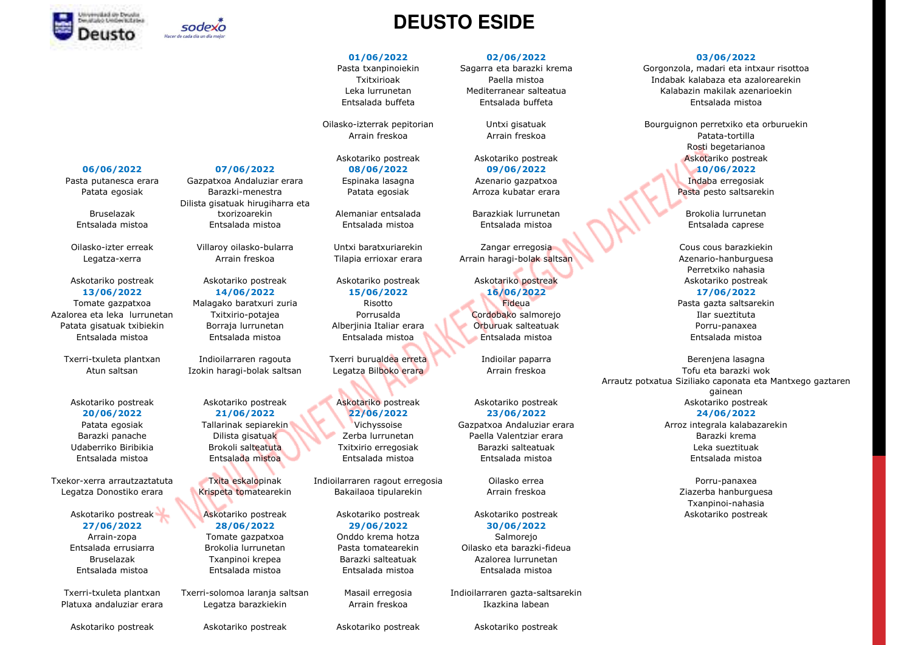# DEUSTO ESIDE

| | | | | |
|---|---|---|---|---|
| | | **01/06/2022** | **02/06/2022** | **03/06/2022** |
| | | Pasta txanpinoiekin<br>Txitxirioak<br>Leka lurrunetan<br>Entsalada buffeta | Sagarra eta barazki krema<br>Paella mistoa<br>Mediterranear salteatua<br>Entsalada buffeta | Gorgonzola, madari eta intxaur risottoa<br>Indabak kalabaza eta azalorearekin<br>Kalabazin makilak azenarioekin<br>Entsalada mistoa |
| | | Oilasko-izterrak pepitorian<br>Arrain freskoa | Untxi gisatuak<br>Arrain freskoa | Bourguignon perretxiko eta orburuekin<br>Patata-tortilla<br>Rosti begetarianoa |
| | | Askotariko postreak | Askotariko postreak | Askotariko postreak |
| **06/06/2022** | **07/06/2022** | **08/06/2022** | **09/06/2022** | **10/06/2022** |
| Pasta putanesca erara<br>Patata egosiak<br>Bruselazak<br>Entsalada mistoa | Gazpatxoa Andaluziar erara<br>Barazki-menestra<br>Dilista gisatuak hirugiharra eta txorizoarekin<br>Entsalada mistoa | Espinaka lasagna<br>Patata egosiak<br>Alemaniar entsalada<br>Entsalada mistoa | Azenario gazpatxoa<br>Arroza kubatar erara<br>Barazkiak lurrunetan<br>Entsalada mistoa | Indaba erregosiak<br>Pasta pesto saltsarekin<br>Brokolia lurrunetan<br>Entsalada caprese |
| Oilasko-izter erreak<br>Legatza-xerra | Villaroy oilasko-bularra<br>Arrain freskoa | Untxi baratxuriarekin<br>Tilapia errioxar erara | Zangar erregosia<br>Arrain haragi-bolak saltsan | Cous cous barazkiekin<br>Azenario-hanburguesa<br>Perretxiko nahasia |
| Askotariko postreak | Askotariko postreak | Askotariko postreak | Askotariko postreak | Askotariko postreak |
| **13/06/2022** | **14/06/2022** | **15/06/2022** | **16/06/2022** | **17/06/2022** |
| Tomate gazpatxoa<br>Azalorea eta leka lurrunetan<br>Patata gisatuak txibiekin<br>Entsalada mistoa | Malagako baratxuri zuria<br>Txitxirio-potajea<br>Borraja lurrunetan<br>Entsalada mistoa | Risotto<br>Porrusalda<br>Alberjinia Italiar erara<br>Entsalada mistoa | Fideua<br>Cordobako salmorejo<br>Orburuak salteatuak<br>Entsalada mistoa | Pasta gazta saltsarekin<br>Ilar sueztituta<br>Porru-panaxea<br>Entsalada mistoa |
| Txerri-txuleta plantxan<br>Atun saltsan | Indioilarraren ragouta<br>Izokin haragi-bolak saltsan | Txerri burualdea erreta<br>Legatza Bilboko erara | Indioilar paparra<br>Arrain freskoa | Berenjena lasagna<br>Tofu eta barazki wok<br>Arrautz potxatua Siziliako caponata eta Mantxego gaztaren gainean |
| Askotariko postreak | Askotariko postreak | Askotariko postreak | Askotariko postreak | Askotariko postreak |
| **20/06/2022** | **21/06/2022** | **22/06/2022** | **23/06/2022** | **24/06/2022** |
| Patata egosiak<br>Barazki panache<br>Udaberriko Biribikia<br>Entsalada mistoa | Tallarinak sepiarekin<br>Dilista gisatuak<br>Brokoli salteatuta<br>Entsalada mistoa | Vichyssoise<br>Zerba lurrunetan<br>Txitxirio erregosiak<br>Entsalada mistoa | Gazpatxoa Andaluziar erara<br>Paella Valentziar erara<br>Barazki salteatuak<br>Entsalada mistoa | Arroz integrala kalabazarekin<br>Barazki krema<br>Leka sueztituak<br>Entsalada mistoa |
| Txekor-xerra arrautzaztatuta<br>Legatza Donostiko erara | Txita eskalopinak<br>Krispeta tomatearekin | Indioilarraren ragout erregosia<br>Bakailaoa tipularekin | Oilasko errea<br>Arrain freskoa | Porru-panaxea<br>Ziazerba hanburguesa<br>Txanpinoi-nahasia |
| Askotariko postreak | Askotariko postreak | Askotariko postreak | Askotariko postreak | Askotariko postreak |
| **27/06/2022** | **28/06/2022** | **29/06/2022** | **30/06/2022** | |
| Arrain-zopa<br>Entsalada errusiarra<br>Bruselazak<br>Entsalada mistoa | Tomate gazpatxoa<br>Brokolia lurrunetan<br>Txanpinoi krepea<br>Entsalada mistoa | Onddo krema hotza<br>Pasta tomatearekin<br>Barazki salteatuak<br>Entsalada mistoa | Salmorejo<br>Oilasko eta barazki-fideua<br>Azalorea lurrunetan<br>Entsalada mistoa | |
| Txerri-txuleta plantxan<br>Platuxa andaluziar erara | Txerri-solomoa laranja saltsan<br>Legatza barazkiekin | Masail erregosia<br>Arrain freskoa | Indioilarraren gazta-saltsarekin<br>Ikazkina labean | |
| Askotariko postreak | Askotariko postreak | Askotariko postreak | Askotariko postreak | |

* MENU HONETAN ALDAKETAK EGON DAITEZKE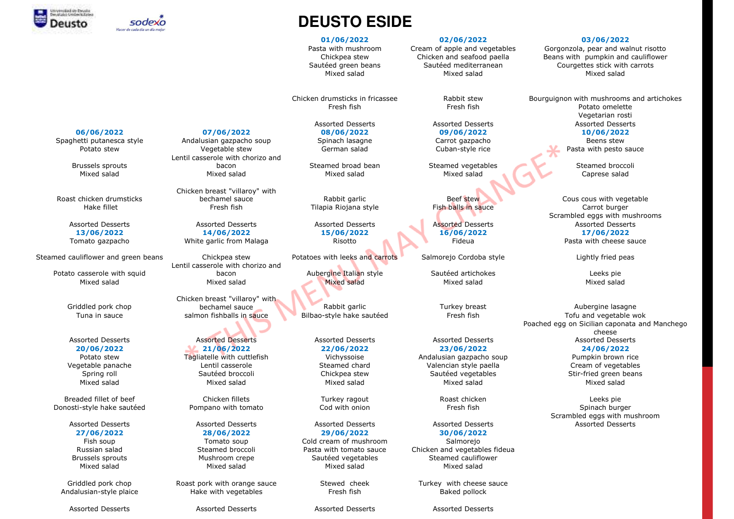# DEUSTO ESIDE

| | | | | |
|---|---|---|---|---|
| | | **01/06/2022**<br>Pasta with mushroom<br>Chickpea stew<br>Sautéed green beans<br>Mixed salad<br><br>Chicken drumsticks in fricassee<br>Fresh fish<br><br>Assorted Desserts | **02/06/2022**<br>Cream of apple and vegetables<br>Chicken and seafood paella<br>Sautéed mediterranean<br>Mixed salad<br><br>Rabbit stew<br>Fresh fish<br><br>Assorted Desserts | **03/06/2022**<br>Gorgonzola, pear and walnut risotto<br>Beans with pumpkin and cauliflower<br>Courgettes stick with carrots<br>Mixed salad<br><br>Bourguignon with mushrooms and artichokes<br>Potato omelette<br>Vegetarian rosti<br>Assorted Desserts |
| **06/06/2022**<br>Spaghetti putanesca style<br>Potato stew<br><br>Brussels sprouts<br>Mixed salad<br><br>Roast chicken drumsticks<br>Hake fillet<br><br>Assorted Desserts | **07/06/2022**<br>Andalusian gazpacho soup<br>Vegetable stew<br>Lentil casserole with chorizo and bacon<br>Mixed salad<br><br>Chicken breast "villaroy" with bechamel sauce<br>Fresh fish<br><br>Assorted Desserts | **08/06/2022**<br>Spinach lasagne<br>German salad<br><br>Steamed broad bean<br>Mixed salad<br><br>Rabbit garlic<br>Tilapia Riojana style<br><br>Assorted Desserts | **09/06/2022**<br>Carrot gazpacho<br>Cuban-style rice<br><br>Steamed vegetables<br>Mixed salad<br><br>Beef stew<br>Fish balls in sauce<br><br>Assorted Desserts | **10/06/2022**<br>Beens stew<br>Pasta with pesto sauce<br><br>Steamed broccoli<br>Caprese salad<br><br>Cous cous with vegetable<br>Carrot burger<br>Scrambled eggs with mushrooms<br>Assorted Desserts |
| **13/06/2022**<br>Tomato gazpacho<br><br>Steamed cauliflower and green beans<br><br>Potato casserole with squid<br>Mixed salad<br><br>Griddled pork chop<br>Tuna in sauce<br><br>Assorted Desserts | **14/06/2022**<br>White garlic from Malaga<br><br>Chickpea stew<br>Lentil casserole with chorizo and bacon<br>Mixed salad<br><br>Chicken breast "villaroy" with bechamel sauce<br>salmon fishballs in sauce<br><br>Assorted Desserts | **15/06/2022**<br>Risotto<br><br>Potatoes with leeks and carrots<br><br>Aubergine Italian style<br>Mixed salad<br><br>Rabbit garlic<br>Bilbao-style hake sautéed<br><br>Assorted Desserts | **16/06/2022**<br>Fideua<br><br>Salmorejo Cordoba style<br><br>Sautéed artichokes<br>Mixed salad<br><br>Turkey breast<br>Fresh fish<br><br>Assorted Desserts | **17/06/2022**<br>Pasta with cheese sauce<br><br>Lightly fried peas<br><br>Leeks pie<br>Mixed salad<br><br>Aubergine lasagne<br>Tofu and vegetable wok<br>Poached egg on Sicilian caponata and Manchego cheese<br>Assorted Desserts |
| **20/06/2022**<br>Potato stew<br>Vegetable panache<br>Spring roll<br>Mixed salad<br><br>Breaded fillet of beef<br>Donosti-style hake sautéed<br><br>Assorted Desserts | **21/06/2022**<br>Tagliatelle with cuttlefish<br>Lentil casserole<br>Sautéed broccoli<br>Mixed salad<br><br>Chicken fillets<br>Pompano with tomato<br><br>Assorted Desserts | **22/06/2022**<br>Vichyssoise<br>Steamed chard<br>Chickpea stew<br>Mixed salad<br><br>Turkey ragout<br>Cod with onion<br><br>Assorted Desserts | **23/06/2022**<br>Andalusian gazpacho soup<br>Valencian style paella<br>Sautéed vegetables<br>Mixed salad<br><br>Roast chicken<br>Fresh fish<br><br>Assorted Desserts | **24/06/2022**<br>Pumpkin brown rice<br>Cream of vegetables<br>Stir-fried green beans<br>Mixed salad<br><br>Leeks pie<br>Spinach burger<br>Scrambled eggs with mushroom<br>Assorted Desserts |
| **27/06/2022**<br>Fish soup<br>Russian salad<br>Brussels sprouts<br>Mixed salad<br><br>Griddled pork chop<br>Andalusian-style plaice<br><br>Assorted Desserts | **28/06/2022**<br>Tomato soup<br>Steamed broccoli<br>Mushroom crepe<br>Mixed salad<br><br>Roast pork with orange sauce<br>Hake with vegetables<br><br>Assorted Desserts | **29/06/2022**<br>Cold cream of mushroom<br>Pasta with tomato sauce<br>Sautéed vegetables<br>Mixed salad<br><br>Stewed cheek<br>Fresh fish<br><br>Assorted Desserts | **30/06/2022**<br>Salmorejo<br>Chicken and vegetables fideua<br>Steamed cauliflower<br>Mixed salad<br><br>Turkey with cheese sauce<br>Baked pollock<br><br>Assorted Desserts | |

*THIS MENU MAY CHANGE*